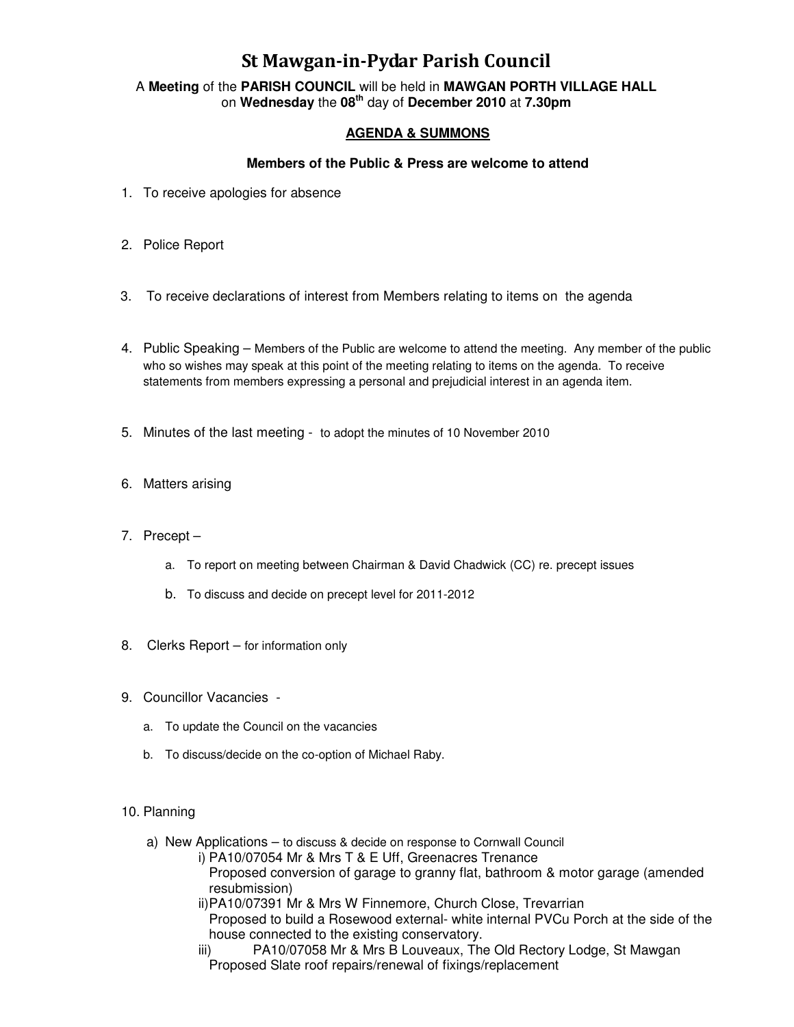# St Mawgan-in-Pydar Parish Council

A **Meeting** of the **PARISH COUNCIL** will be held in **MAWGAN PORTH VILLAGE HALL** on **Wednesday** the **08th** day of **December 2010** at **7.30pm**

## AGENDA & SUMMONS

**Members of the Public & Press are welcome to attend**

1. To receive apologies for absence

2. Police Report

3. To receive declarations of interest from Members relating to items on the agenda

4. Public Speaking – Members of the Public are welcome to attend the meeting. Any member of the public who so wishes may speak at this point of the meeting relating to items on the agenda. To receive statements from members expressing a personal and prejudicial interest in an agenda item.

5. Minutes of the last meeting - to adopt the minutes of 10 November 2010

6. Matters arising

7. Precept –

   a. To report on meeting between Chairman & David Chadwick (CC) re. precept issues

   b. To discuss and decide on precept level for 2011-2012

8. Clerks Report – for information only

9. Councillor Vacancies -

   a. To update the Council on the vacancies

   b. To discuss/decide on the co-option of Michael Raby.

10. Planning

    a) New Applications – to discuss & decide on response to Cornwall Council

       i) PA10/07054 Mr & Mrs T & E Uff, Greenacres Trenance
       Proposed conversion of garage to granny flat, bathroom & motor garage (amended resubmission)

       ii) PA10/07391 Mr & Mrs W Finnemore, Church Close, Trevarrian
       Proposed to build a Rosewood external- white internal PVCu Porch at the side of the house connected to the existing conservatory.

       iii) PA10/07058 Mr & Mrs B Louveaux, The Old Rectory Lodge, St Mawgan
       Proposed Slate roof repairs/renewal of fixings/replacement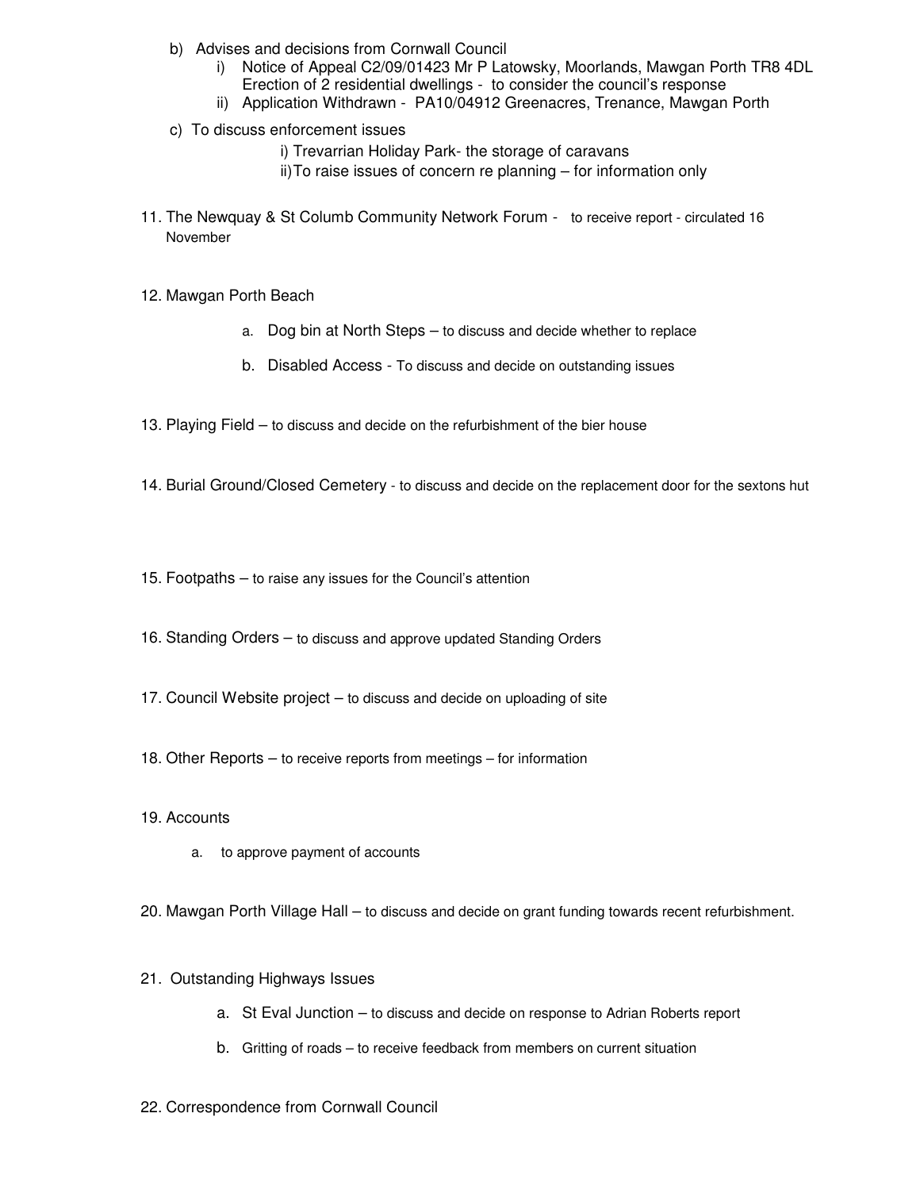b) Advises and decisions from Cornwall Council
   i) Notice of Appeal C2/09/01423 Mr P Latowsky, Moorlands, Mawgan Porth TR8 4DL Erection of 2 residential dwellings - to consider the council's response
   ii) Application Withdrawn - PA10/04912 Greenacres, Trenance, Mawgan Porth

c) To discuss enforcement issues
   i) Trevarrian Holiday Park- the storage of caravans
   ii) To raise issues of concern re planning – for information only

11. The Newquay & St Columb Community Network Forum - to receive report - circulated 16 November

12. Mawgan Porth Beach

    a. Dog bin at North Steps – to discuss and decide whether to replace

    b. Disabled Access - To discuss and decide on outstanding issues

13. Playing Field – to discuss and decide on the refurbishment of the bier house

14. Burial Ground/Closed Cemetery - to discuss and decide on the replacement door for the sextons hut

15. Footpaths – to raise any issues for the Council's attention

16. Standing Orders – to discuss and approve updated Standing Orders

17. Council Website project – to discuss and decide on uploading of site

18. Other Reports – to receive reports from meetings – for information

19. Accounts

    a. to approve payment of accounts

20. Mawgan Porth Village Hall – to discuss and decide on grant funding towards recent refurbishment.

21. Outstanding Highways Issues

    a. St Eval Junction – to discuss and decide on response to Adrian Roberts report

    b. Gritting of roads – to receive feedback from members on current situation

22. Correspondence from Cornwall Council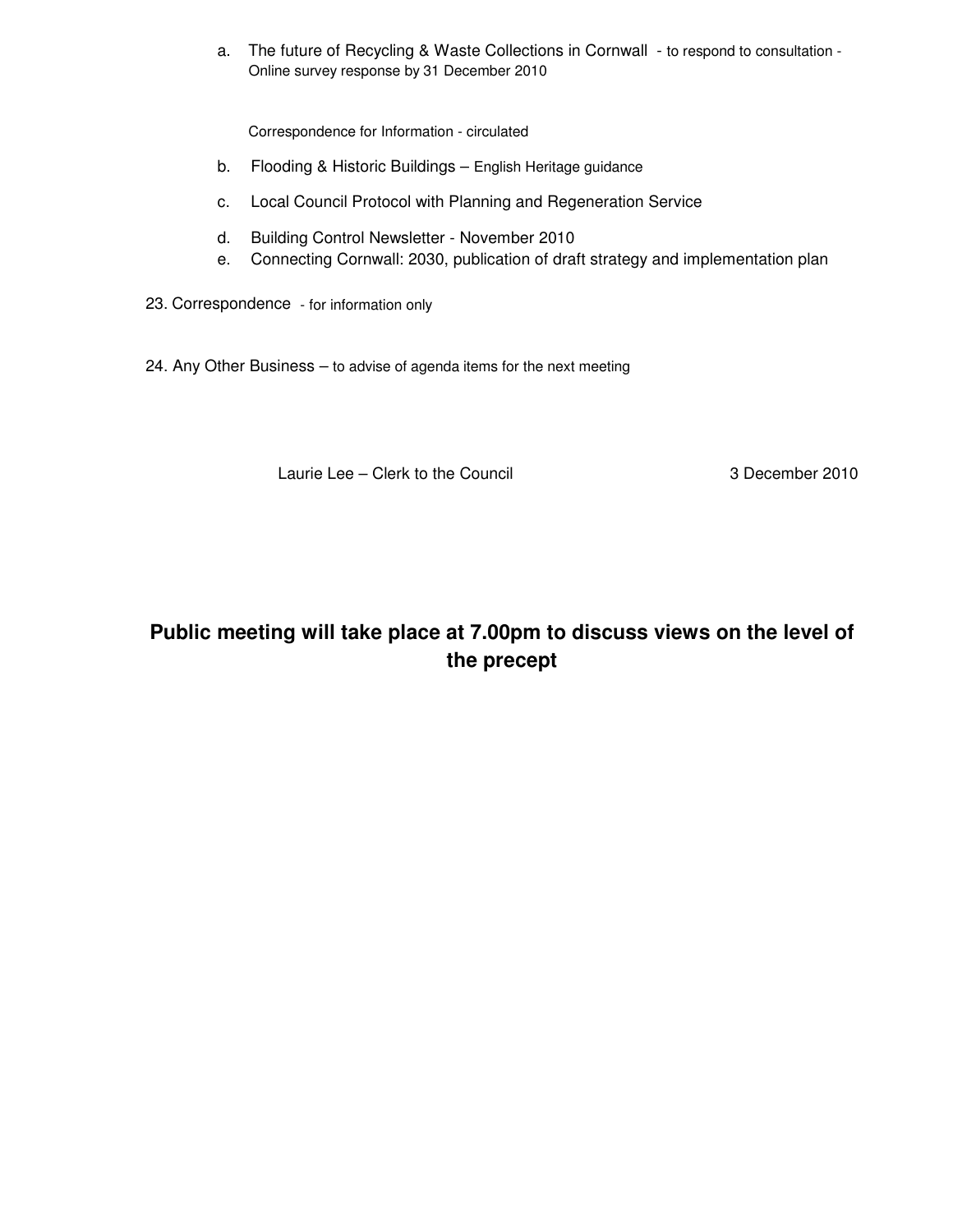a. The future of Recycling & Waste Collections in Cornwall - to respond to consultation - Online survey response by 31 December 2010

Correspondence for Information - circulated

b. Flooding & Historic Buildings – English Heritage guidance

c. Local Council Protocol with Planning and Regeneration Service

d. Building Control Newsletter - November 2010

e. Connecting Cornwall: 2030, publication of draft strategy and implementation plan

23. Correspondence - for information only

24. Any Other Business – to advise of agenda items for the next meeting

Laurie Lee – Clerk to the Council 3 December 2010

**Public meeting will take place at 7.00pm to discuss views on the level of the precept**